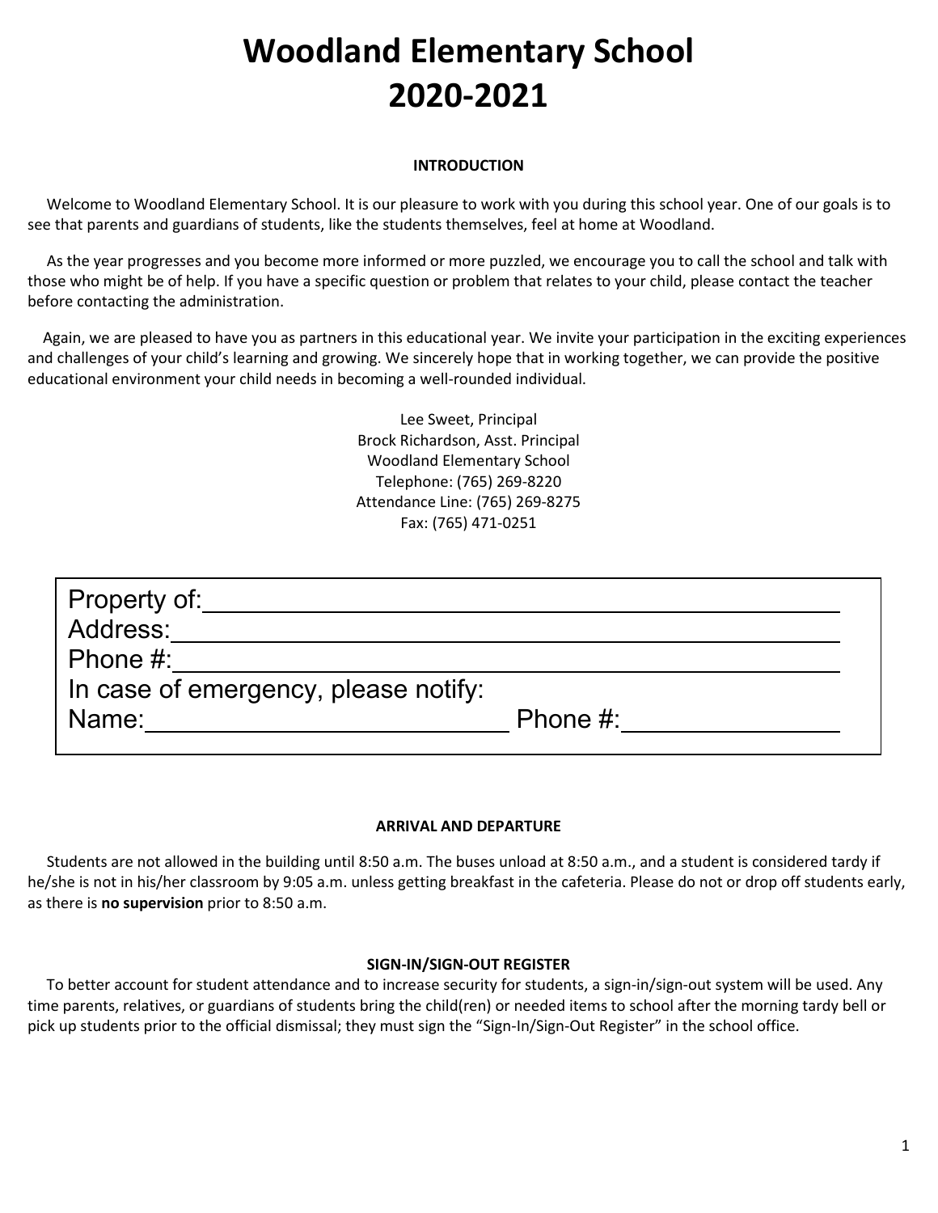# Woodland Elementary School
# 2020-2021

**INTRODUCTION**

Welcome to Woodland Elementary School. It is our pleasure to work with you during this school year. One of our goals is to see that parents and guardians of students, like the students themselves, feel at home at Woodland.

As the year progresses and you become more informed or more puzzled, we encourage you to call the school and talk with those who might be of help. If you have a specific question or problem that relates to your child, please contact the teacher before contacting the administration.

Again, we are pleased to have you as partners in this educational year. We invite your participation in the exciting experiences and challenges of your child's learning and growing. We sincerely hope that in working together, we can provide the positive educational environment your child needs in becoming a well-rounded individual.

Lee Sweet, Principal
Brock Richardson, Asst. Principal
Woodland Elementary School
Telephone: (765) 269-8220
Attendance Line: (765) 269-8275
Fax: (765) 471-0251

Property of: ____________________________________________
Address: ____________________________________________
Phone #: ____________________________________________
In case of emergency, please notify:
Name: ___________________________ Phone #: _______________

**ARRIVAL AND DEPARTURE**

Students are not allowed in the building until 8:50 a.m. The buses unload at 8:50 a.m., and a student is considered tardy if he/she is not in his/her classroom by 9:05 a.m. unless getting breakfast in the cafeteria. Please do not or drop off students early, as there is **no supervision** prior to 8:50 a.m.

**SIGN-IN/SIGN-OUT REGISTER**

To better account for student attendance and to increase security for students, a sign-in/sign-out system will be used. Any time parents, relatives, or guardians of students bring the child(ren) or needed items to school after the morning tardy bell or pick up students prior to the official dismissal; they must sign the "Sign-In/Sign-Out Register" in the school office.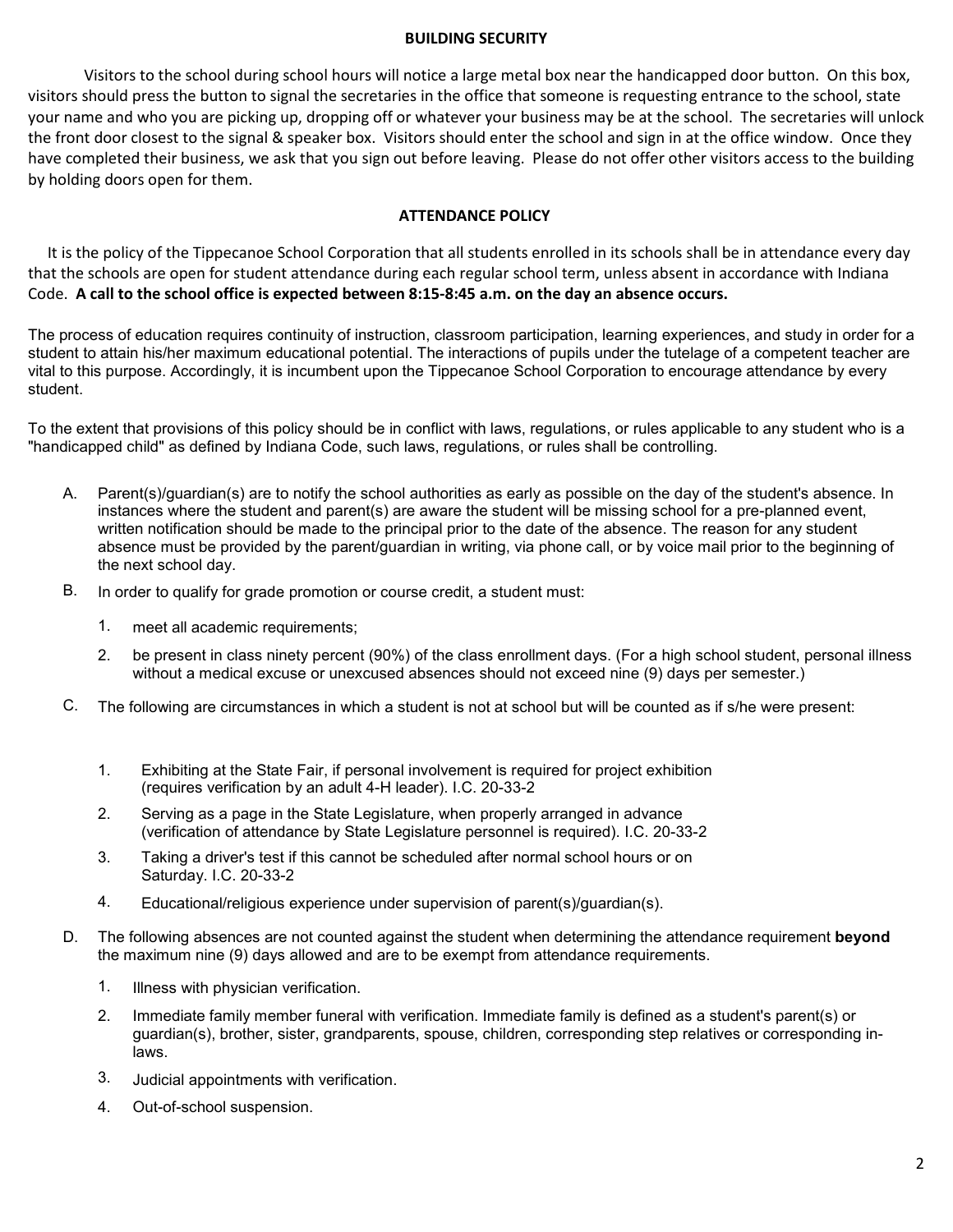## BUILDING SECURITY

Visitors to the school during school hours will notice a large metal box near the handicapped door button. On this box, visitors should press the button to signal the secretaries in the office that someone is requesting entrance to the school, state your name and who you are picking up, dropping off or whatever your business may be at the school. The secretaries will unlock the front door closest to the signal & speaker box. Visitors should enter the school and sign in at the office window. Once they have completed their business, we ask that you sign out before leaving. Please do not offer other visitors access to the building by holding doors open for them.

## ATTENDANCE POLICY

It is the policy of the Tippecanoe School Corporation that all students enrolled in its schools shall be in attendance every day that the schools are open for student attendance during each regular school term, unless absent in accordance with Indiana Code. **A call to the school office is expected between 8:15-8:45 a.m. on the day an absence occurs.**

The process of education requires continuity of instruction, classroom participation, learning experiences, and study in order for a student to attain his/her maximum educational potential. The interactions of pupils under the tutelage of a competent teacher are vital to this purpose. Accordingly, it is incumbent upon the Tippecanoe School Corporation to encourage attendance by every student.

To the extent that provisions of this policy should be in conflict with laws, regulations, or rules applicable to any student who is a "handicapped child" as defined by Indiana Code, such laws, regulations, or rules shall be controlling.

A. Parent(s)/guardian(s) are to notify the school authorities as early as possible on the day of the student's absence. In instances where the student and parent(s) are aware the student will be missing school for a pre-planned event, written notification should be made to the principal prior to the date of the absence. The reason for any student absence must be provided by the parent/guardian in writing, via phone call, or by voice mail prior to the beginning of the next school day.

B. In order to qualify for grade promotion or course credit, a student must:

   1. meet all academic requirements;
   2. be present in class ninety percent (90%) of the class enrollment days. (For a high school student, personal illness without a medical excuse or unexcused absences should not exceed nine (9) days per semester.)

C. The following are circumstances in which a student is not at school but will be counted as if s/he were present:

   1. Exhibiting at the State Fair, if personal involvement is required for project exhibition (requires verification by an adult 4-H leader). I.C. 20-33-2
   2. Serving as a page in the State Legislature, when properly arranged in advance (verification of attendance by State Legislature personnel is required). I.C. 20-33-2
   3. Taking a driver's test if this cannot be scheduled after normal school hours or on Saturday. I.C. 20-33-2
   4. Educational/religious experience under supervision of parent(s)/guardian(s).

D. The following absences are not counted against the student when determining the attendance requirement **beyond** the maximum nine (9) days allowed and are to be exempt from attendance requirements.

   1. Illness with physician verification.
   2. Immediate family member funeral with verification. Immediate family is defined as a student's parent(s) or guardian(s), brother, sister, grandparents, spouse, children, corresponding step relatives or corresponding in-laws.
   3. Judicial appointments with verification.
   4. Out-of-school suspension.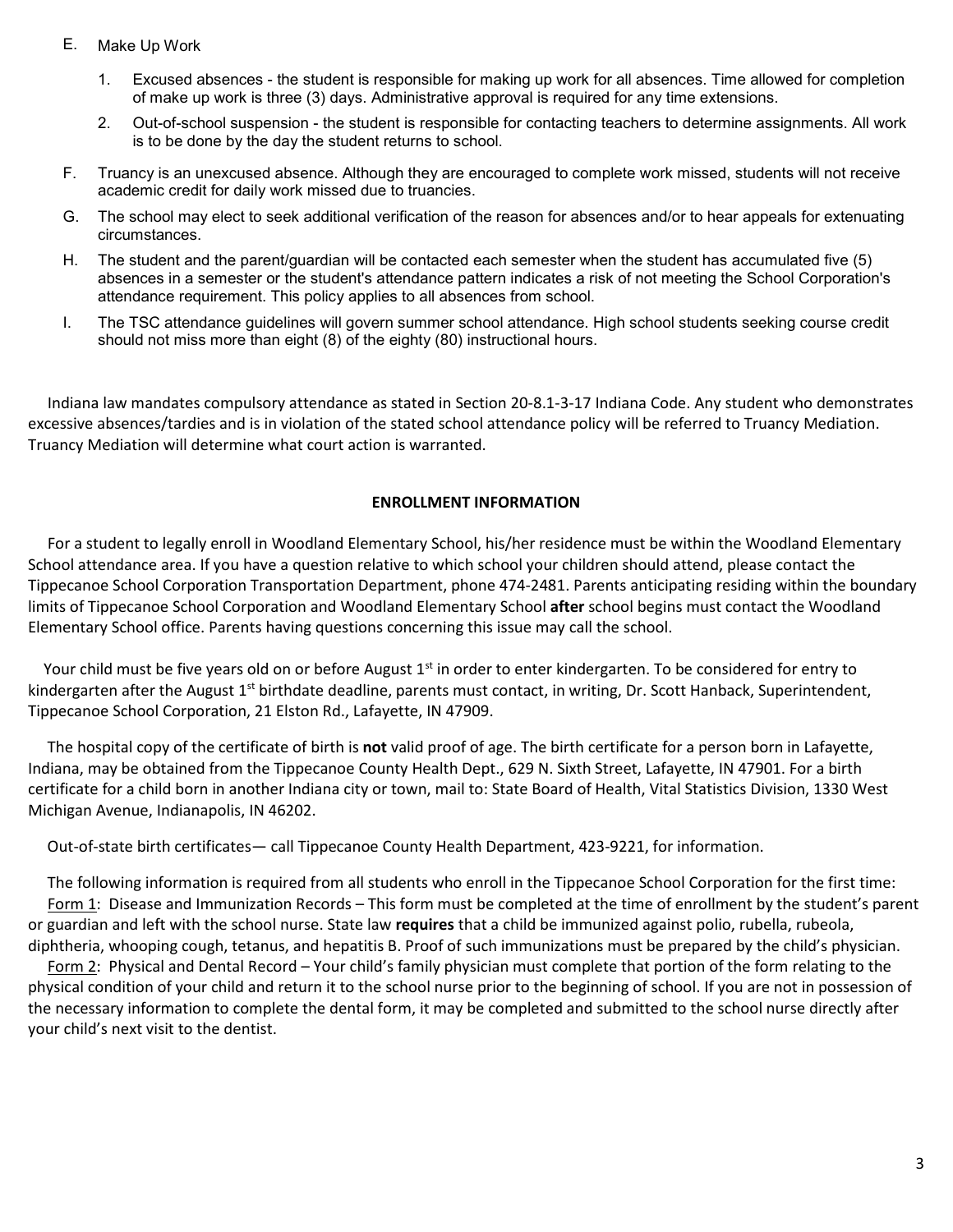E. Make Up Work

   1. Excused absences - the student is responsible for making up work for all absences. Time allowed for completion of make up work is three (3) days. Administrative approval is required for any time extensions.

   2. Out-of-school suspension - the student is responsible for contacting teachers to determine assignments. All work is to be done by the day the student returns to school.

F. Truancy is an unexcused absence. Although they are encouraged to complete work missed, students will not receive academic credit for daily work missed due to truancies.

G. The school may elect to seek additional verification of the reason for absences and/or to hear appeals for extenuating circumstances.

H. The student and the parent/guardian will be contacted each semester when the student has accumulated five (5) absences in a semester or the student's attendance pattern indicates a risk of not meeting the School Corporation's attendance requirement. This policy applies to all absences from school.

I. The TSC attendance guidelines will govern summer school attendance. High school students seeking course credit should not miss more than eight (8) of the eighty (80) instructional hours.

Indiana law mandates compulsory attendance as stated in Section 20-8.1-3-17 Indiana Code. Any student who demonstrates excessive absences/tardies and is in violation of the stated school attendance policy will be referred to Truancy Mediation. Truancy Mediation will determine what court action is warranted.

## ENROLLMENT INFORMATION

For a student to legally enroll in Woodland Elementary School, his/her residence must be within the Woodland Elementary School attendance area. If you have a question relative to which school your children should attend, please contact the Tippecanoe School Corporation Transportation Department, phone 474-2481. Parents anticipating residing within the boundary limits of Tippecanoe School Corporation and Woodland Elementary School **after** school begins must contact the Woodland Elementary School office. Parents having questions concerning this issue may call the school.

Your child must be five years old on or before August 1st in order to enter kindergarten. To be considered for entry to kindergarten after the August 1st birthdate deadline, parents must contact, in writing, Dr. Scott Hanback, Superintendent, Tippecanoe School Corporation, 21 Elston Rd., Lafayette, IN 47909.

The hospital copy of the certificate of birth is **not** valid proof of age. The birth certificate for a person born in Lafayette, Indiana, may be obtained from the Tippecanoe County Health Dept., 629 N. Sixth Street, Lafayette, IN 47901. For a birth certificate for a child born in another Indiana city or town, mail to: State Board of Health, Vital Statistics Division, 1330 West Michigan Avenue, Indianapolis, IN 46202.

Out-of-state birth certificates— call Tippecanoe County Health Department, 423-9221, for information.

The following information is required from all students who enroll in the Tippecanoe School Corporation for the first time:

Form 1: Disease and Immunization Records – This form must be completed at the time of enrollment by the student's parent or guardian and left with the school nurse. State law **requires** that a child be immunized against polio, rubella, rubeola, diphtheria, whooping cough, tetanus, and hepatitis B. Proof of such immunizations must be prepared by the child's physician.

Form 2: Physical and Dental Record – Your child's family physician must complete that portion of the form relating to the physical condition of your child and return it to the school nurse prior to the beginning of school. If you are not in possession of the necessary information to complete the dental form, it may be completed and submitted to the school nurse directly after your child's next visit to the dentist.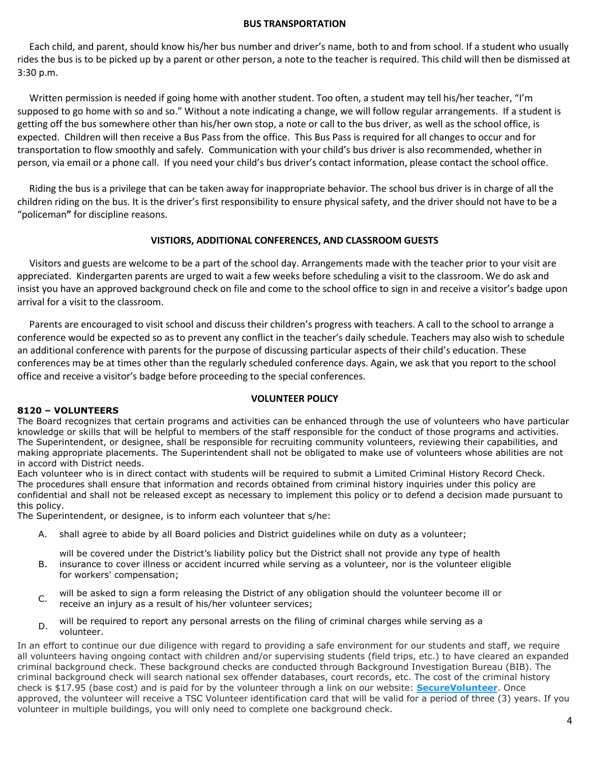## BUS TRANSPORTATION

Each child, and parent, should know his/her bus number and driver's name, both to and from school. If a student who usually rides the bus is to be picked up by a parent or other person, a note to the teacher is required. This child will then be dismissed at 3:30 p.m.

Written permission is needed if going home with another student. Too often, a student may tell his/her teacher, "I'm supposed to go home with so and so." Without a note indicating a change, we will follow regular arrangements. If a student is getting off the bus somewhere other than his/her own stop, a note or call to the bus driver, as well as the school office, is expected. Children will then receive a Bus Pass from the office. This Bus Pass is required for all changes to occur and for transportation to flow smoothly and safely. Communication with your child's bus driver is also recommended, whether in person, via email or a phone call. If you need your child's bus driver's contact information, please contact the school office.

Riding the bus is a privilege that can be taken away for inappropriate behavior. The school bus driver is in charge of all the children riding on the bus. It is the driver's first responsibility to ensure physical safety, and the driver should not have to be a "policeman**"** for discipline reasons.

## VISTIORS, ADDITIONAL CONFERENCES, AND CLASSROOM GUESTS

Visitors and guests are welcome to be a part of the school day. Arrangements made with the teacher prior to your visit are appreciated. Kindergarten parents are urged to wait a few weeks before scheduling a visit to the classroom. We do ask and insist you have an approved background check on file and come to the school office to sign in and receive a visitor's badge upon arrival for a visit to the classroom.

Parents are encouraged to visit school and discuss their children's progress with teachers. A call to the school to arrange a conference would be expected so as to prevent any conflict in the teacher's daily schedule. Teachers may also wish to schedule an additional conference with parents for the purpose of discussing particular aspects of their child's education. These conferences may be at times other than the regularly scheduled conference days. Again, we ask that you report to the school office and receive a visitor's badge before proceeding to the special conferences.

## VOLUNTEER POLICY

**8120 – VOLUNTEERS**

The Board recognizes that certain programs and activities can be enhanced through the use of volunteers who have particular knowledge or skills that will be helpful to members of the staff responsible for the conduct of those programs and activities. The Superintendent, or designee, shall be responsible for recruiting community volunteers, reviewing their capabilities, and making appropriate placements. The Superintendent shall not be obligated to make use of volunteers whose abilities are not in accord with District needs.

Each volunteer who is in direct contact with students will be required to submit a Limited Criminal History Record Check. The procedures shall ensure that information and records obtained from criminal history inquiries under this policy are confidential and shall not be released except as necessary to implement this policy or to defend a decision made pursuant to this policy.

The Superintendent, or designee, is to inform each volunteer that s/he:

A. shall agree to abide by all Board policies and District guidelines while on duty as a volunteer;

B. will be covered under the District's liability policy but the District shall not provide any type of health insurance to cover illness or accident incurred while serving as a volunteer, nor is the volunteer eligible for workers' compensation;

C. will be asked to sign a form releasing the District of any obligation should the volunteer become ill or receive an injury as a result of his/her volunteer services;

D. will be required to report any personal arrests on the filing of criminal charges while serving as a volunteer.

In an effort to continue our due diligence with regard to providing a safe environment for our students and staff, we require all volunteers having ongoing contact with children and/or supervising students (field trips, etc.) to have cleared an expanded criminal background check. These background checks are conducted through Background Investigation Bureau (BIB). The criminal background check will search national sex offender databases, court records, etc. The cost of the criminal history check is $17.95 (base cost) and is paid for by the volunteer through a link on our website: **SecureVolunteer**. Once approved, the volunteer will receive a TSC Volunteer identification card that will be valid for a period of three (3) years. If you volunteer in multiple buildings, you will only need to complete one background check.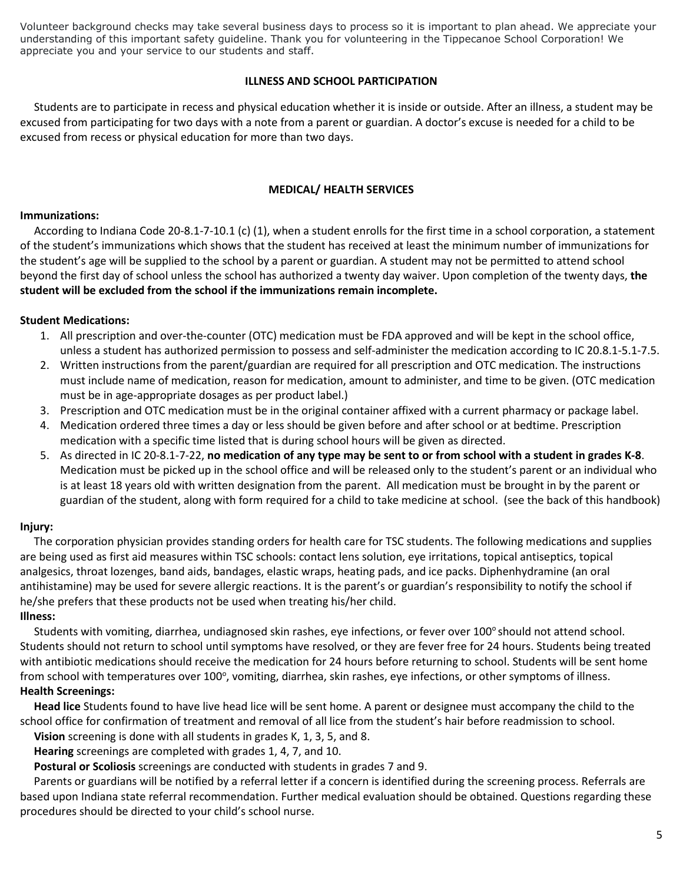Volunteer background checks may take several business days to process so it is important to plan ahead. We appreciate your understanding of this important safety guideline. Thank you for volunteering in the Tippecanoe School Corporation! We appreciate you and your service to our students and staff.

## ILLNESS AND SCHOOL PARTICIPATION

Students are to participate in recess and physical education whether it is inside or outside. After an illness, a student may be excused from participating for two days with a note from a parent or guardian. A doctor's excuse is needed for a child to be excused from recess or physical education for more than two days.

## MEDICAL/ HEALTH SERVICES

**Immunizations:**

According to Indiana Code 20-8.1-7-10.1 (c) (1), when a student enrolls for the first time in a school corporation, a statement of the student's immunizations which shows that the student has received at least the minimum number of immunizations for the student's age will be supplied to the school by a parent or guardian. A student may not be permitted to attend school beyond the first day of school unless the school has authorized a twenty day waiver. Upon completion of the twenty days, **the student will be excluded from the school if the immunizations remain incomplete.**

**Student Medications:**

1. All prescription and over-the-counter (OTC) medication must be FDA approved and will be kept in the school office, unless a student has authorized permission to possess and self-administer the medication according to IC 20.8.1-5.1-7.5.
2. Written instructions from the parent/guardian are required for all prescription and OTC medication. The instructions must include name of medication, reason for medication, amount to administer, and time to be given. (OTC medication must be in age-appropriate dosages as per product label.)
3. Prescription and OTC medication must be in the original container affixed with a current pharmacy or package label.
4. Medication ordered three times a day or less should be given before and after school or at bedtime. Prescription medication with a specific time listed that is during school hours will be given as directed.
5. As directed in IC 20-8.1-7-22, **no medication of any type may be sent to or from school with a student in grades K-8**. Medication must be picked up in the school office and will be released only to the student's parent or an individual who is at least 18 years old with written designation from the parent. All medication must be brought in by the parent or guardian of the student, along with form required for a child to take medicine at school. (see the back of this handbook)

**Injury:**

The corporation physician provides standing orders for health care for TSC students. The following medications and supplies are being used as first aid measures within TSC schools: contact lens solution, eye irritations, topical antiseptics, topical analgesics, throat lozenges, band aids, bandages, elastic wraps, heating pads, and ice packs. Diphenhydramine (an oral antihistamine) may be used for severe allergic reactions. It is the parent's or guardian's responsibility to notify the school if he/she prefers that these products not be used when treating his/her child.

**Illness:**

Students with vomiting, diarrhea, undiagnosed skin rashes, eye infections, or fever over 100° should not attend school. Students should not return to school until symptoms have resolved, or they are fever free for 24 hours. Students being treated with antibiotic medications should receive the medication for 24 hours before returning to school. Students will be sent home from school with temperatures over 100°, vomiting, diarrhea, skin rashes, eye infections, or other symptoms of illness.

**Health Screenings:**

**Head lice** Students found to have live head lice will be sent home. A parent or designee must accompany the child to the school office for confirmation of treatment and removal of all lice from the student's hair before readmission to school.

**Vision** screening is done with all students in grades K, 1, 3, 5, and 8.

**Hearing** screenings are completed with grades 1, 4, 7, and 10.

**Postural or Scoliosis** screenings are conducted with students in grades 7 and 9.

Parents or guardians will be notified by a referral letter if a concern is identified during the screening process. Referrals are based upon Indiana state referral recommendation. Further medical evaluation should be obtained. Questions regarding these procedures should be directed to your child's school nurse.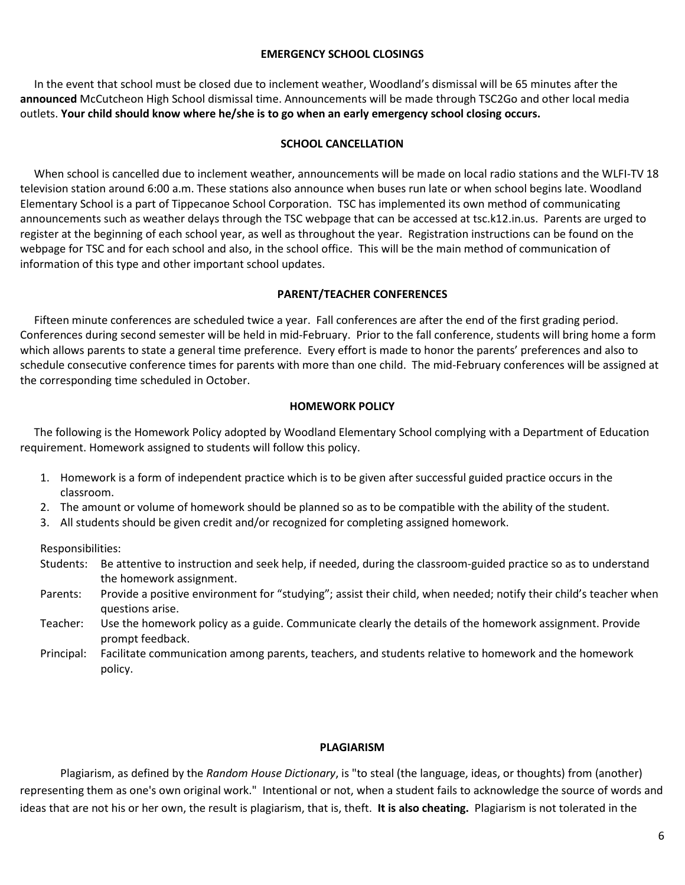## EMERGENCY SCHOOL CLOSINGS

In the event that school must be closed due to inclement weather, Woodland's dismissal will be 65 minutes after the **announced** McCutcheon High School dismissal time. Announcements will be made through TSC2Go and other local media outlets. **Your child should know where he/she is to go when an early emergency school closing occurs.**

## SCHOOL CANCELLATION

When school is cancelled due to inclement weather, announcements will be made on local radio stations and the WLFI-TV 18 television station around 6:00 a.m. These stations also announce when buses run late or when school begins late. Woodland Elementary School is a part of Tippecanoe School Corporation. TSC has implemented its own method of communicating announcements such as weather delays through the TSC webpage that can be accessed at tsc.k12.in.us. Parents are urged to register at the beginning of each school year, as well as throughout the year. Registration instructions can be found on the webpage for TSC and for each school and also, in the school office. This will be the main method of communication of information of this type and other important school updates.

## PARENT/TEACHER CONFERENCES

Fifteen minute conferences are scheduled twice a year. Fall conferences are after the end of the first grading period. Conferences during second semester will be held in mid-February. Prior to the fall conference, students will bring home a form which allows parents to state a general time preference. Every effort is made to honor the parents' preferences and also to schedule consecutive conference times for parents with more than one child. The mid-February conferences will be assigned at the corresponding time scheduled in October.

## HOMEWORK POLICY

The following is the Homework Policy adopted by Woodland Elementary School complying with a Department of Education requirement. Homework assigned to students will follow this policy.

1. Homework is a form of independent practice which is to be given after successful guided practice occurs in the classroom.
2. The amount or volume of homework should be planned so as to be compatible with the ability of the student.
3. All students should be given credit and/or recognized for completing assigned homework.

Responsibilities:

- Students: Be attentive to instruction and seek help, if needed, during the classroom-guided practice so as to understand the homework assignment.
- Parents: Provide a positive environment for "studying"; assist their child, when needed; notify their child's teacher when questions arise.
- Teacher: Use the homework policy as a guide. Communicate clearly the details of the homework assignment. Provide prompt feedback.
- Principal: Facilitate communication among parents, teachers, and students relative to homework and the homework policy.

## PLAGIARISM

Plagiarism, as defined by the *Random House Dictionary*, is "to steal (the language, ideas, or thoughts) from (another) representing them as one's own original work." Intentional or not, when a student fails to acknowledge the source of words and ideas that are not his or her own, the result is plagiarism, that is, theft. **It is also cheating.** Plagiarism is not tolerated in the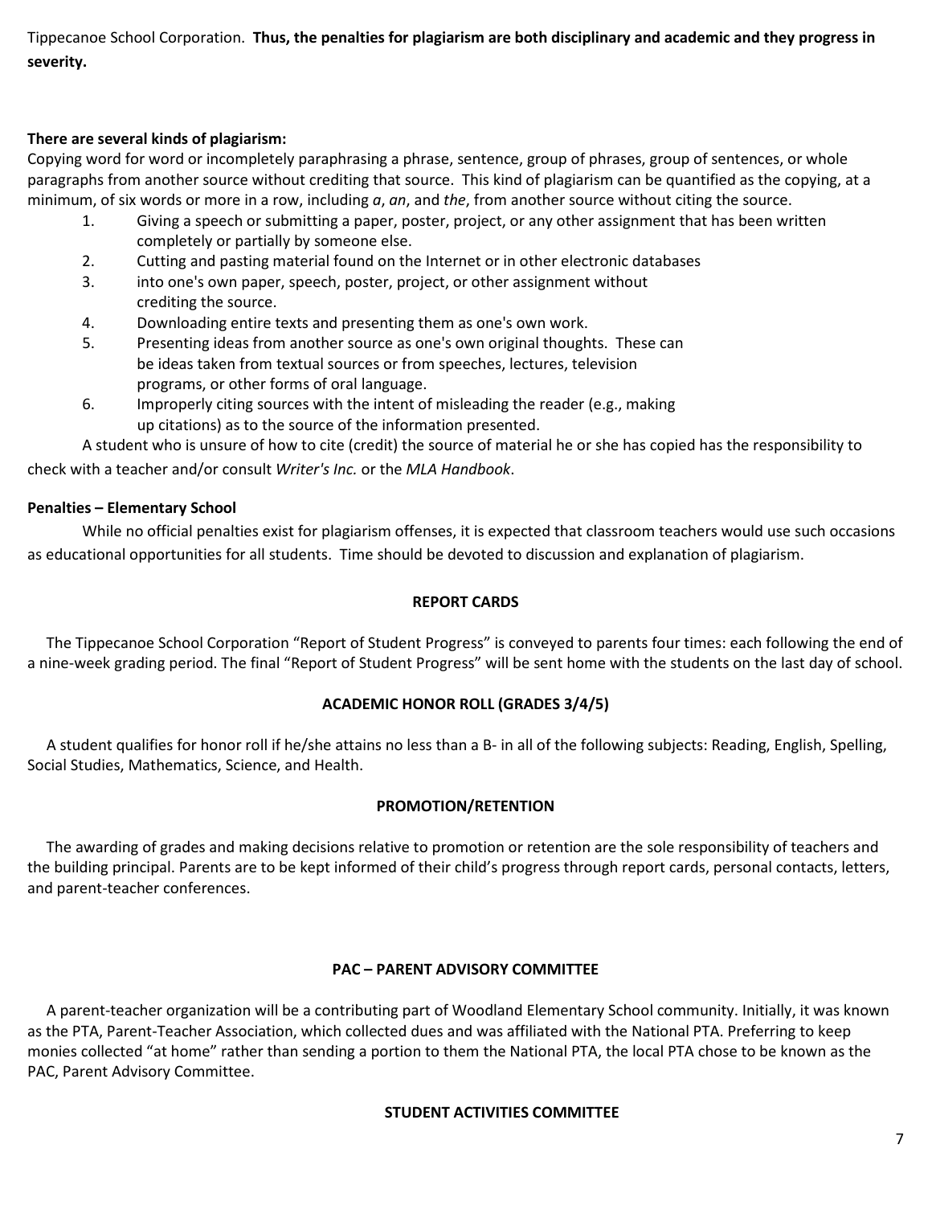Tippecanoe School Corporation. **Thus, the penalties for plagiarism are both disciplinary and academic and they progress in severity.**

**There are several kinds of plagiarism:**

Copying word for word or incompletely paraphrasing a phrase, sentence, group of phrases, group of sentences, or whole paragraphs from another source without crediting that source. This kind of plagiarism can be quantified as the copying, at a minimum, of six words or more in a row, including *a*, *an*, and *the*, from another source without citing the source.

1. Giving a speech or submitting a paper, poster, project, or any other assignment that has been written completely or partially by someone else.
2. Cutting and pasting material found on the Internet or in other electronic databases
3. into one's own paper, speech, poster, project, or other assignment without crediting the source.
4. Downloading entire texts and presenting them as one's own work.
5. Presenting ideas from another source as one's own original thoughts. These can be ideas taken from textual sources or from speeches, lectures, television programs, or other forms of oral language.
6. Improperly citing sources with the intent of misleading the reader (e.g., making up citations) as to the source of the information presented.

A student who is unsure of how to cite (credit) the source of material he or she has copied has the responsibility to check with a teacher and/or consult *Writer's Inc.* or the *MLA Handbook*.

**Penalties – Elementary School**

While no official penalties exist for plagiarism offenses, it is expected that classroom teachers would use such occasions as educational opportunities for all students. Time should be devoted to discussion and explanation of plagiarism.

## REPORT CARDS

The Tippecanoe School Corporation "Report of Student Progress" is conveyed to parents four times: each following the end of a nine-week grading period. The final "Report of Student Progress" will be sent home with the students on the last day of school.

## ACADEMIC HONOR ROLL (GRADES 3/4/5)

A student qualifies for honor roll if he/she attains no less than a B- in all of the following subjects: Reading, English, Spelling, Social Studies, Mathematics, Science, and Health.

## PROMOTION/RETENTION

The awarding of grades and making decisions relative to promotion or retention are the sole responsibility of teachers and the building principal. Parents are to be kept informed of their child's progress through report cards, personal contacts, letters, and parent-teacher conferences.

## PAC – PARENT ADVISORY COMMITTEE

A parent-teacher organization will be a contributing part of Woodland Elementary School community. Initially, it was known as the PTA, Parent-Teacher Association, which collected dues and was affiliated with the National PTA. Preferring to keep monies collected "at home" rather than sending a portion to them the National PTA, the local PTA chose to be known as the PAC, Parent Advisory Committee.

## STUDENT ACTIVITIES COMMITTEE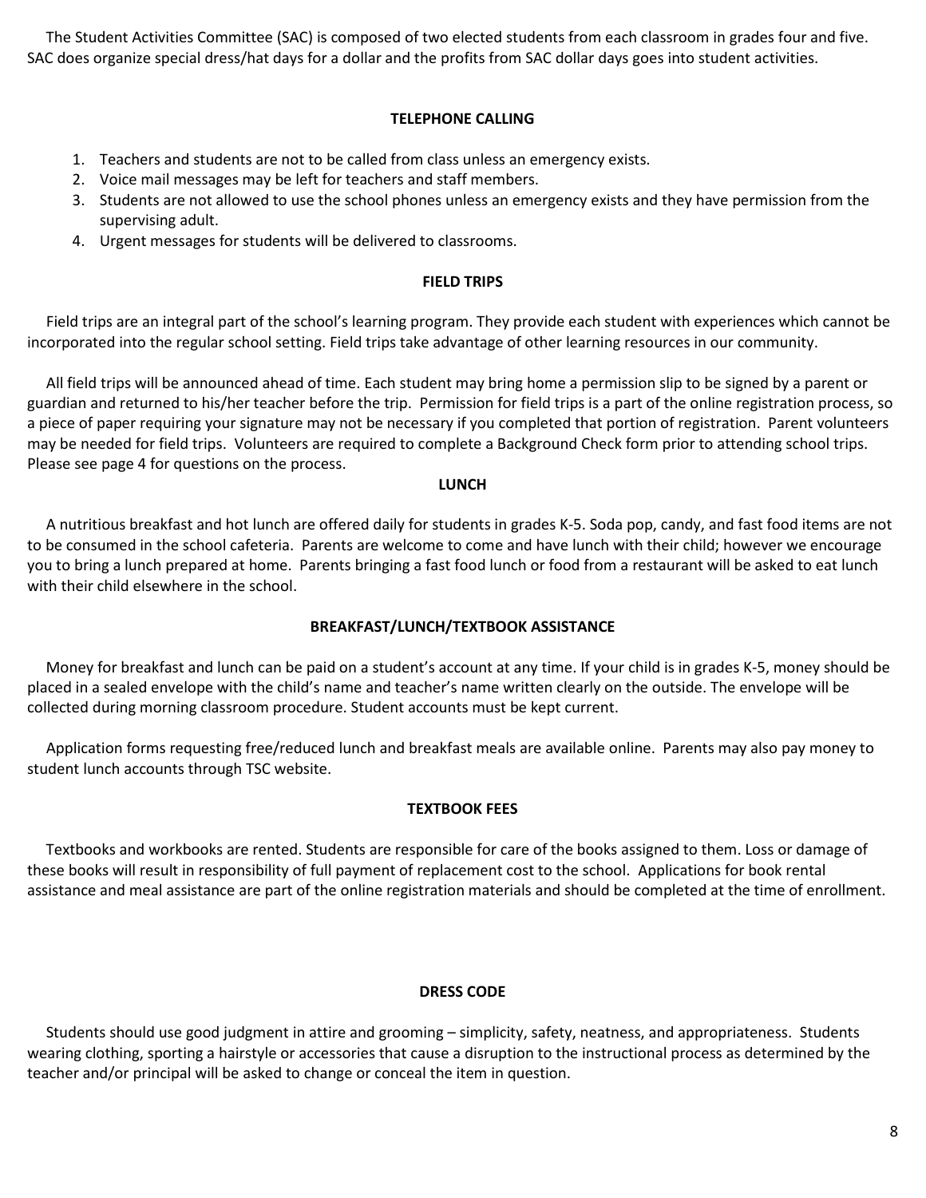The Student Activities Committee (SAC) is composed of two elected students from each classroom in grades four and five. SAC does organize special dress/hat days for a dollar and the profits from SAC dollar days goes into student activities.

## TELEPHONE CALLING

1. Teachers and students are not to be called from class unless an emergency exists.
2. Voice mail messages may be left for teachers and staff members.
3. Students are not allowed to use the school phones unless an emergency exists and they have permission from the supervising adult.
4. Urgent messages for students will be delivered to classrooms.

## FIELD TRIPS

Field trips are an integral part of the school's learning program. They provide each student with experiences which cannot be incorporated into the regular school setting. Field trips take advantage of other learning resources in our community.

All field trips will be announced ahead of time. Each student may bring home a permission slip to be signed by a parent or guardian and returned to his/her teacher before the trip. Permission for field trips is a part of the online registration process, so a piece of paper requiring your signature may not be necessary if you completed that portion of registration. Parent volunteers may be needed for field trips. Volunteers are required to complete a Background Check form prior to attending school trips. Please see page 4 for questions on the process.

## LUNCH

A nutritious breakfast and hot lunch are offered daily for students in grades K-5. Soda pop, candy, and fast food items are not to be consumed in the school cafeteria. Parents are welcome to come and have lunch with their child; however we encourage you to bring a lunch prepared at home. Parents bringing a fast food lunch or food from a restaurant will be asked to eat lunch with their child elsewhere in the school.

## BREAKFAST/LUNCH/TEXTBOOK ASSISTANCE

Money for breakfast and lunch can be paid on a student's account at any time. If your child is in grades K-5, money should be placed in a sealed envelope with the child's name and teacher's name written clearly on the outside. The envelope will be collected during morning classroom procedure. Student accounts must be kept current.

Application forms requesting free/reduced lunch and breakfast meals are available online. Parents may also pay money to student lunch accounts through TSC website.

## TEXTBOOK FEES

Textbooks and workbooks are rented. Students are responsible for care of the books assigned to them. Loss or damage of these books will result in responsibility of full payment of replacement cost to the school. Applications for book rental assistance and meal assistance are part of the online registration materials and should be completed at the time of enrollment.

## DRESS CODE

Students should use good judgment in attire and grooming – simplicity, safety, neatness, and appropriateness. Students wearing clothing, sporting a hairstyle or accessories that cause a disruption to the instructional process as determined by the teacher and/or principal will be asked to change or conceal the item in question.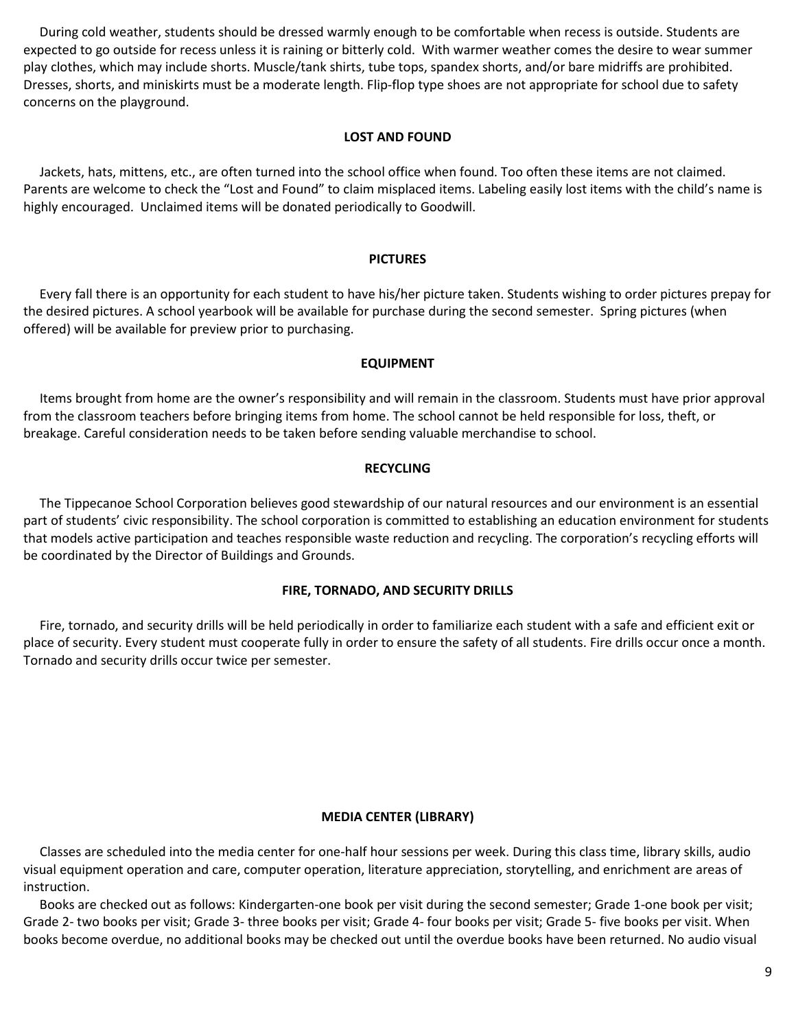During cold weather, students should be dressed warmly enough to be comfortable when recess is outside. Students are expected to go outside for recess unless it is raining or bitterly cold. With warmer weather comes the desire to wear summer play clothes, which may include shorts. Muscle/tank shirts, tube tops, spandex shorts, and/or bare midriffs are prohibited. Dresses, shorts, and miniskirts must be a moderate length. Flip-flop type shoes are not appropriate for school due to safety concerns on the playground.

## LOST AND FOUND

Jackets, hats, mittens, etc., are often turned into the school office when found. Too often these items are not claimed. Parents are welcome to check the "Lost and Found" to claim misplaced items. Labeling easily lost items with the child's name is highly encouraged. Unclaimed items will be donated periodically to Goodwill.

## PICTURES

Every fall there is an opportunity for each student to have his/her picture taken. Students wishing to order pictures prepay for the desired pictures. A school yearbook will be available for purchase during the second semester. Spring pictures (when offered) will be available for preview prior to purchasing.

## EQUIPMENT

Items brought from home are the owner's responsibility and will remain in the classroom. Students must have prior approval from the classroom teachers before bringing items from home. The school cannot be held responsible for loss, theft, or breakage. Careful consideration needs to be taken before sending valuable merchandise to school.

## RECYCLING

The Tippecanoe School Corporation believes good stewardship of our natural resources and our environment is an essential part of students' civic responsibility. The school corporation is committed to establishing an education environment for students that models active participation and teaches responsible waste reduction and recycling. The corporation's recycling efforts will be coordinated by the Director of Buildings and Grounds.

## FIRE, TORNADO, AND SECURITY DRILLS

Fire, tornado, and security drills will be held periodically in order to familiarize each student with a safe and efficient exit or place of security. Every student must cooperate fully in order to ensure the safety of all students. Fire drills occur once a month. Tornado and security drills occur twice per semester.

## MEDIA CENTER (LIBRARY)

Classes are scheduled into the media center for one-half hour sessions per week. During this class time, library skills, audio visual equipment operation and care, computer operation, literature appreciation, storytelling, and enrichment are areas of instruction.

Books are checked out as follows: Kindergarten-one book per visit during the second semester; Grade 1-one book per visit; Grade 2- two books per visit; Grade 3- three books per visit; Grade 4- four books per visit; Grade 5- five books per visit. When books become overdue, no additional books may be checked out until the overdue books have been returned. No audio visual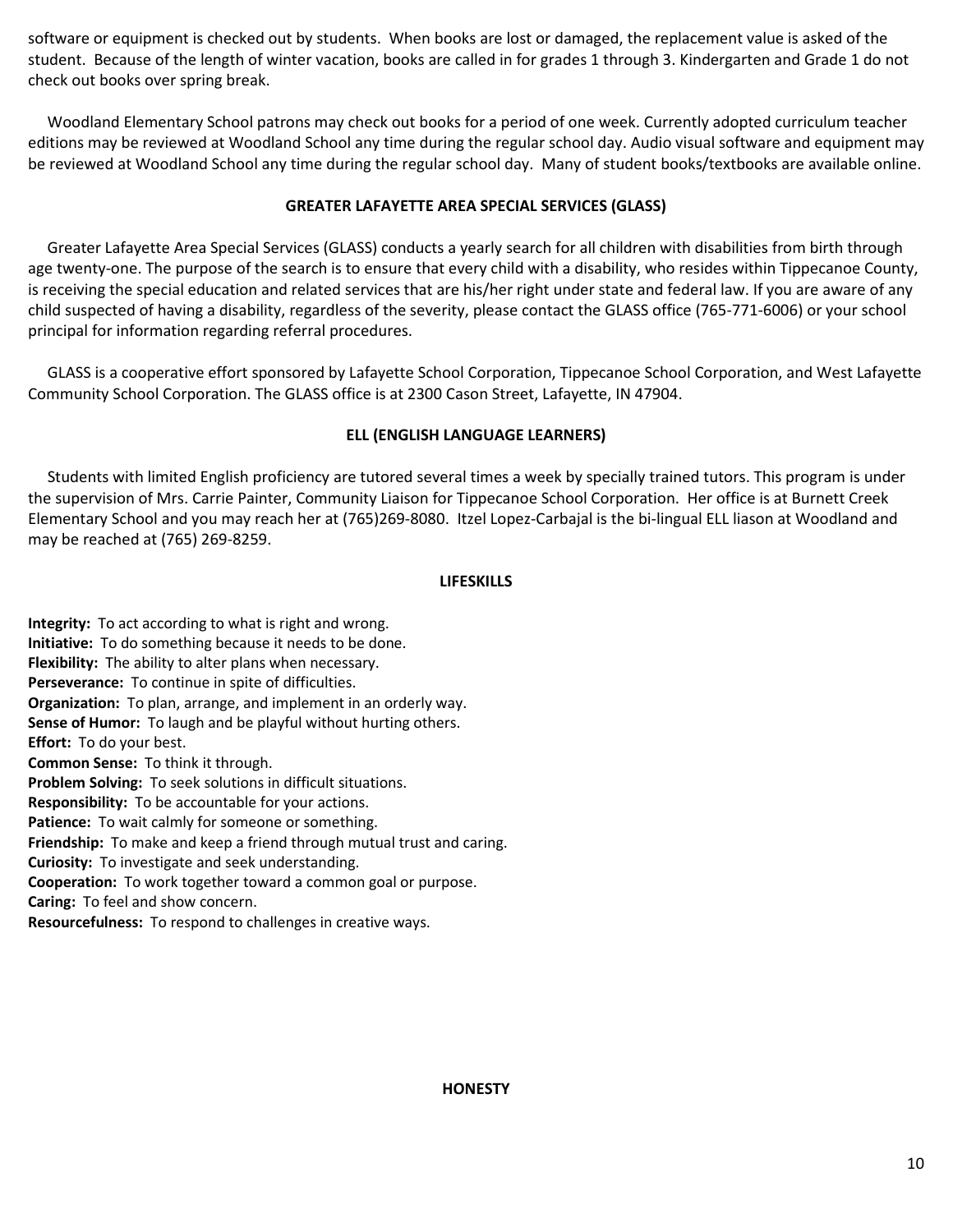software or equipment is checked out by students. When books are lost or damaged, the replacement value is asked of the student. Because of the length of winter vacation, books are called in for grades 1 through 3. Kindergarten and Grade 1 do not check out books over spring break.

Woodland Elementary School patrons may check out books for a period of one week. Currently adopted curriculum teacher editions may be reviewed at Woodland School any time during the regular school day. Audio visual software and equipment may be reviewed at Woodland School any time during the regular school day. Many of student books/textbooks are available online.

## GREATER LAFAYETTE AREA SPECIAL SERVICES (GLASS)

Greater Lafayette Area Special Services (GLASS) conducts a yearly search for all children with disabilities from birth through age twenty-one. The purpose of the search is to ensure that every child with a disability, who resides within Tippecanoe County, is receiving the special education and related services that are his/her right under state and federal law. If you are aware of any child suspected of having a disability, regardless of the severity, please contact the GLASS office (765-771-6006) or your school principal for information regarding referral procedures.

GLASS is a cooperative effort sponsored by Lafayette School Corporation, Tippecanoe School Corporation, and West Lafayette Community School Corporation. The GLASS office is at 2300 Cason Street, Lafayette, IN 47904.

## ELL (ENGLISH LANGUAGE LEARNERS)

Students with limited English proficiency are tutored several times a week by specially trained tutors. This program is under the supervision of Mrs. Carrie Painter, Community Liaison for Tippecanoe School Corporation. Her office is at Burnett Creek Elementary School and you may reach her at (765)269-8080. Itzel Lopez-Carbajal is the bi-lingual ELL liason at Woodland and may be reached at (765) 269-8259.

## LIFESKILLS

**Integrity:** To act according to what is right and wrong.
**Initiative:** To do something because it needs to be done.
**Flexibility:** The ability to alter plans when necessary.
**Perseverance:** To continue in spite of difficulties.
**Organization:** To plan, arrange, and implement in an orderly way.
**Sense of Humor:** To laugh and be playful without hurting others.
**Effort:** To do your best.
**Common Sense:** To think it through.
**Problem Solving:** To seek solutions in difficult situations.
**Responsibility:** To be accountable for your actions.
**Patience:** To wait calmly for someone or something.
**Friendship:** To make and keep a friend through mutual trust and caring.
**Curiosity:** To investigate and seek understanding.
**Cooperation:** To work together toward a common goal or purpose.
**Caring:** To feel and show concern.
**Resourcefulness:** To respond to challenges in creative ways.

## HONESTY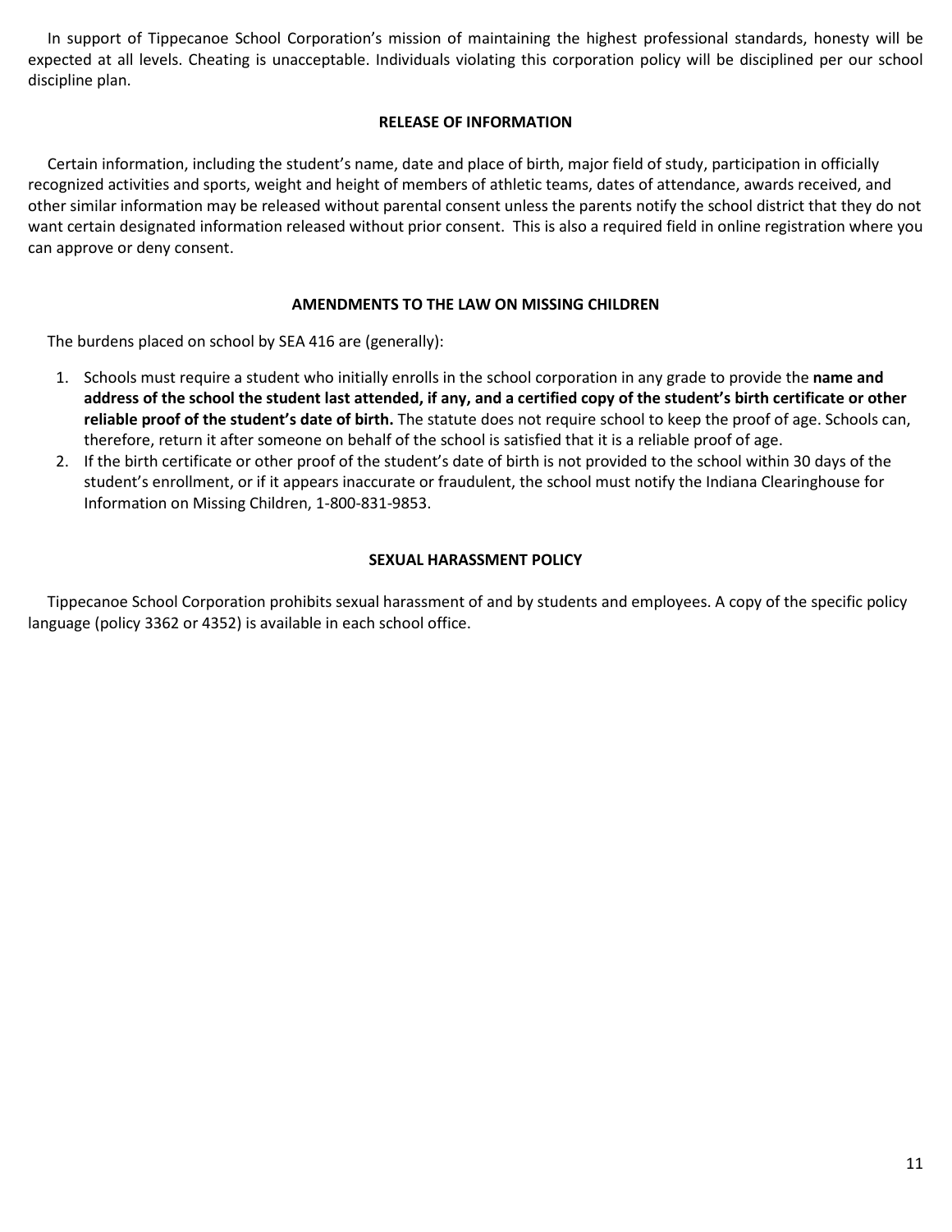In support of Tippecanoe School Corporation's mission of maintaining the highest professional standards, honesty will be expected at all levels. Cheating is unacceptable. Individuals violating this corporation policy will be disciplined per our school discipline plan.

## RELEASE OF INFORMATION

Certain information, including the student's name, date and place of birth, major field of study, participation in officially recognized activities and sports, weight and height of members of athletic teams, dates of attendance, awards received, and other similar information may be released without parental consent unless the parents notify the school district that they do not want certain designated information released without prior consent. This is also a required field in online registration where you can approve or deny consent.

## AMENDMENTS TO THE LAW ON MISSING CHILDREN

The burdens placed on school by SEA 416 are (generally):

1. Schools must require a student who initially enrolls in the school corporation in any grade to provide the **name and address of the school the student last attended, if any, and a certified copy of the student's birth certificate or other reliable proof of the student's date of birth.** The statute does not require school to keep the proof of age. Schools can, therefore, return it after someone on behalf of the school is satisfied that it is a reliable proof of age.
2. If the birth certificate or other proof of the student's date of birth is not provided to the school within 30 days of the student's enrollment, or if it appears inaccurate or fraudulent, the school must notify the Indiana Clearinghouse for Information on Missing Children, 1-800-831-9853.

## SEXUAL HARASSMENT POLICY

Tippecanoe School Corporation prohibits sexual harassment of and by students and employees. A copy of the specific policy language (policy 3362 or 4352) is available in each school office.